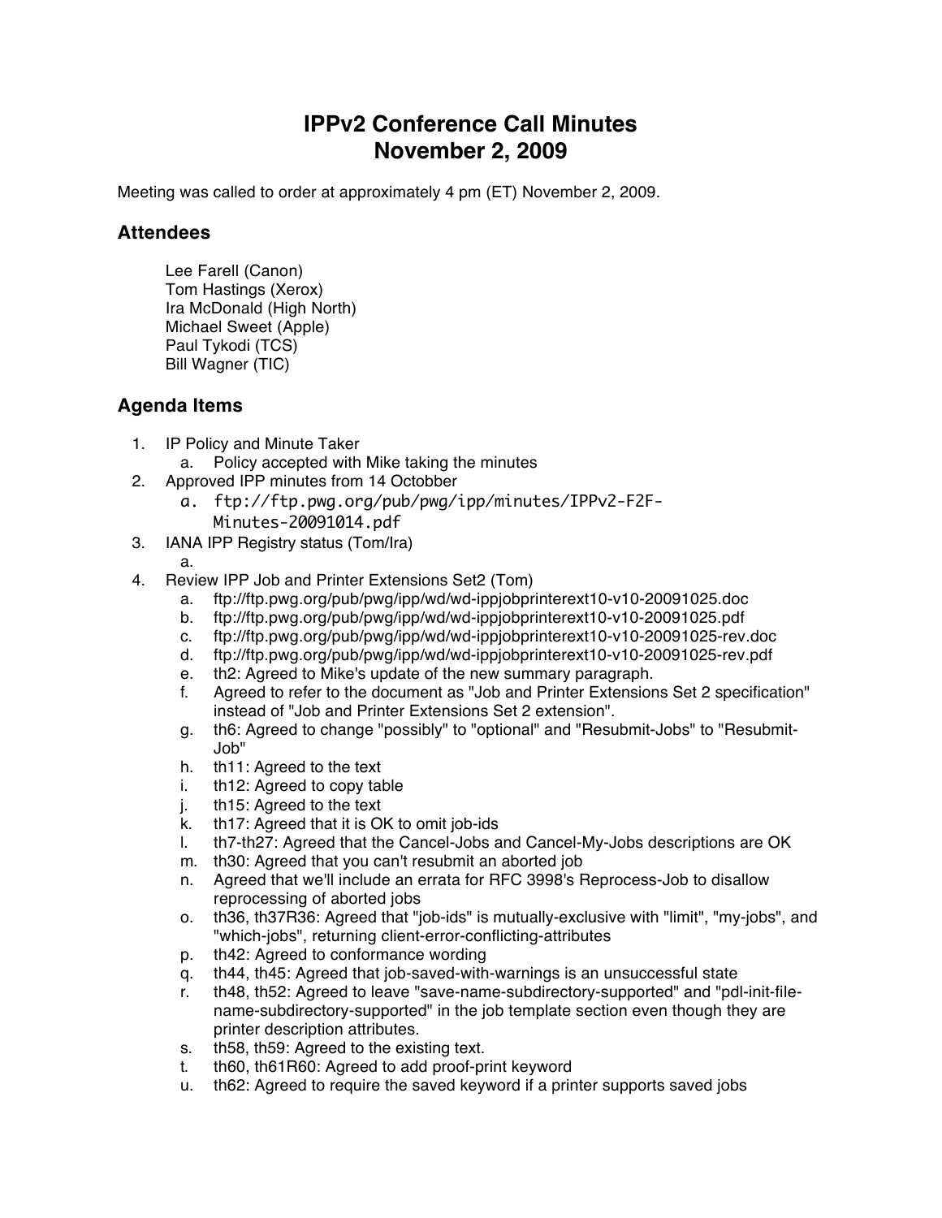# IPPv2 Conference Call Minutes
# November 2, 2009

Meeting was called to order at approximately 4 pm (ET) November 2, 2009.

## Attendees

Lee Farell (Canon)  
Tom Hastings (Xerox)  
Ira McDonald (High North)  
Michael Sweet (Apple)  
Paul Tykodi (TCS)  
Bill Wagner (TIC)

## Agenda Items

1. IP Policy and Minute Taker
   a. Policy accepted with Mike taking the minutes
2. Approved IPP minutes from 14 Octobber
   a. ftp://ftp.pwg.org/pub/pwg/ipp/minutes/IPPv2-F2F-Minutes-20091014.pdf
3. IANA IPP Registry status (Tom/Ira)
   a.
4. Review IPP Job and Printer Extensions Set2 (Tom)
   a. ftp://ftp.pwg.org/pub/pwg/ipp/wd/wd-ippjobprinterext10-v10-20091025.doc
   b. ftp://ftp.pwg.org/pub/pwg/ipp/wd/wd-ippjobprinterext10-v10-20091025.pdf
   c. ftp://ftp.pwg.org/pub/pwg/ipp/wd/wd-ippjobprinterext10-v10-20091025-rev.doc
   d. ftp://ftp.pwg.org/pub/pwg/ipp/wd/wd-ippjobprinterext10-v10-20091025-rev.pdf
   e. th2: Agreed to Mike's update of the new summary paragraph.
   f. Agreed to refer to the document as "Job and Printer Extensions Set 2 specification" instead of "Job and Printer Extensions Set 2 extension".
   g. th6: Agreed to change "possibly" to "optional" and "Resubmit-Jobs" to "Resubmit-Job"
   h. th11: Agreed to the text
   i. th12: Agreed to copy table
   j. th15: Agreed to the text
   k. th17: Agreed that it is OK to omit job-ids
   l. th7-th27: Agreed that the Cancel-Jobs and Cancel-My-Jobs descriptions are OK
   m. th30: Agreed that you can't resubmit an aborted job
   n. Agreed that we'll include an errata for RFC 3998's Reprocess-Job to disallow reprocessing of aborted jobs
   o. th36, th37R36: Agreed that "job-ids" is mutually-exclusive with "limit", "my-jobs", and "which-jobs", returning client-error-conflicting-attributes
   p. th42: Agreed to conformance wording
   q. th44, th45: Agreed that job-saved-with-warnings is an unsuccessful state
   r. th48, th52: Agreed to leave "save-name-subdirectory-supported" and "pdl-init-file-name-subdirectory-supported" in the job template section even though they are printer description attributes.
   s. th58, th59: Agreed to the existing text.
   t. th60, th61R60: Agreed to add proof-print keyword
   u. th62: Agreed to require the saved keyword if a printer supports saved jobs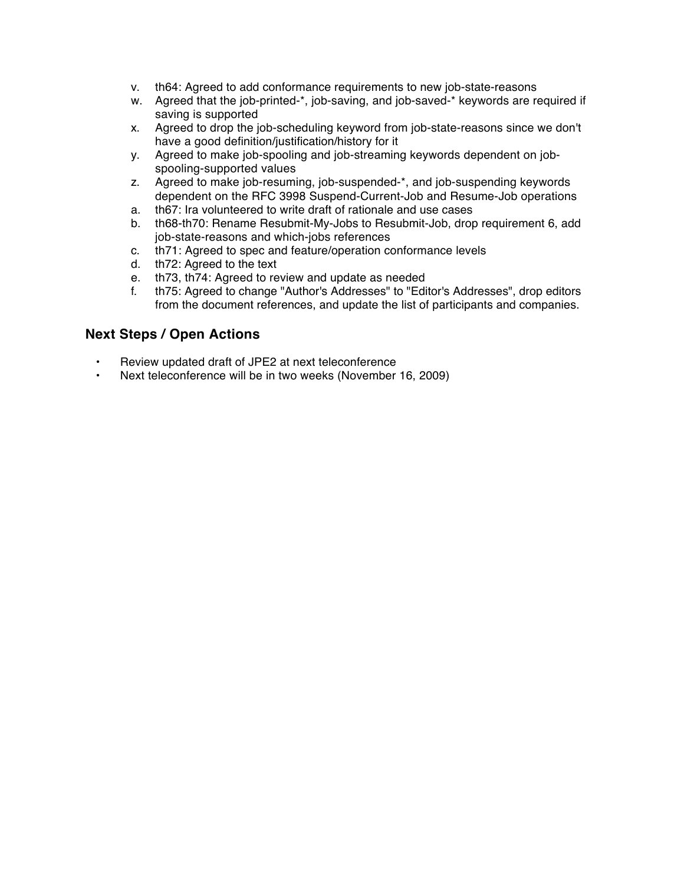v. th64: Agreed to add conformance requirements to new job-state-reasons
w. Agreed that the job-printed-*, job-saving, and job-saved-* keywords are required if saving is supported
x. Agreed to drop the job-scheduling keyword from job-state-reasons since we don't have a good definition/justification/history for it
y. Agreed to make job-spooling and job-streaming keywords dependent on job-spooling-supported values
z. Agreed to make job-resuming, job-suspended-*, and job-suspending keywords dependent on the RFC 3998 Suspend-Current-Job and Resume-Job operations
a. th67: Ira volunteered to write draft of rationale and use cases
b. th68-th70: Rename Resubmit-My-Jobs to Resubmit-Job, drop requirement 6, add job-state-reasons and which-jobs references
c. th71: Agreed to spec and feature/operation conformance levels
d. th72: Agreed to the text
e. th73, th74: Agreed to review and update as needed
f. th75: Agreed to change "Author's Addresses" to "Editor's Addresses", drop editors from the document references, and update the list of participants and companies.

## Next Steps / Open Actions

- Review updated draft of JPE2 at next teleconference
- Next teleconference will be in two weeks (November 16, 2009)